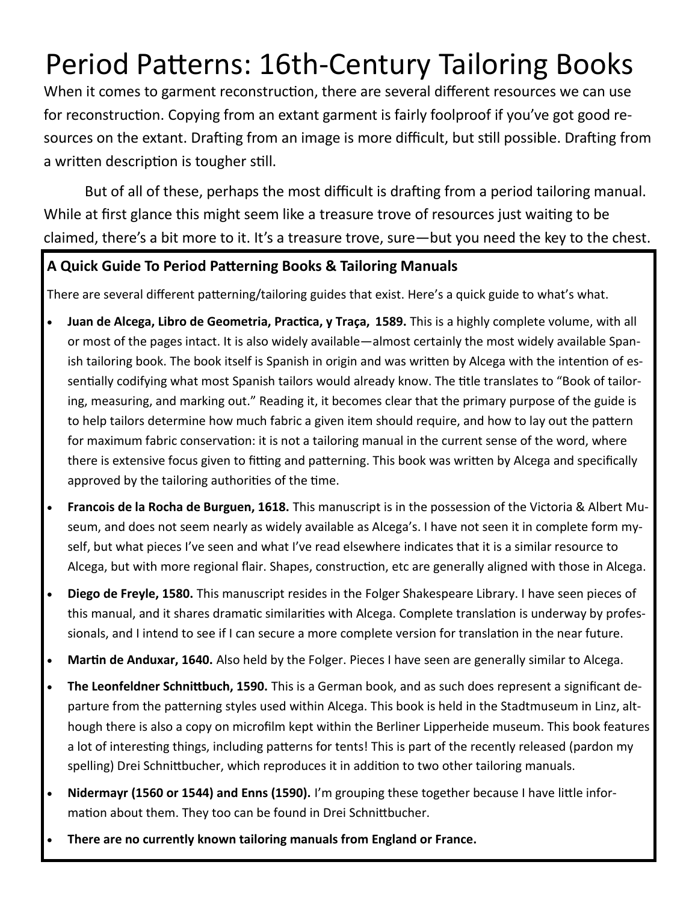# Period Patterns: 16th-Century Tailoring Books

When it comes to garment reconstruction, there are several different resources we can use for reconstruction. Copying from an extant garment is fairly foolproof if you've got good resources on the extant. Drafting from an image is more difficult, but still possible. Drafting from a written description is tougher still.

But of all of these, perhaps the most difficult is drafting from a period tailoring manual. While at first glance this might seem like a treasure trove of resources just waiting to be claimed, there's a bit more to it. It's a treasure trove, sure—but you need the key to the chest.

## A Quick Guide To Period Patterning Books & Tailoring Manuals

There are several different patterning/tailoring guides that exist. Here's a quick guide to what's what.

- **Juan de Alcega, Libro de Geometria, Practica, y Traça, 1589.** This is a highly complete volume, with all or most of the pages intact. It is also widely available—almost certainly the most widely available Spanish tailoring book. The book itself is Spanish in origin and was written by Alcega with the intention of essentially codifying what most Spanish tailors would already know. The title translates to "Book of tailoring, measuring, and marking out." Reading it, it becomes clear that the primary purpose of the guide is to help tailors determine how much fabric a given item should require, and how to lay out the pattern for maximum fabric conservation: it is not a tailoring manual in the current sense of the word, where there is extensive focus given to fitting and patterning. This book was written by Alcega and specifically approved by the tailoring authorities of the time.
- **Francois de la Rocha de Burguen, 1618.** This manuscript is in the possession of the Victoria & Albert Museum, and does not seem nearly as widely available as Alcega's. I have not seen it in complete form myself, but what pieces I've seen and what I've read elsewhere indicates that it is a similar resource to Alcega, but with more regional flair. Shapes, construction, etc are generally aligned with those in Alcega.
- **Diego de Freyle, 1580.** This manuscript resides in the Folger Shakespeare Library. I have seen pieces of this manual, and it shares dramatic similarities with Alcega. Complete translation is underway by professionals, and I intend to see if I can secure a more complete version for translation in the near future.
- **Martin de Anduxar, 1640.** Also held by the Folger. Pieces I have seen are generally similar to Alcega.
- **The Leonfeldner Schnittbuch, 1590.** This is a German book, and as such does represent a significant departure from the patterning styles used within Alcega. This book is held in the Stadtmuseum in Linz, although there is also a copy on microfilm kept within the Berliner Lipperheide museum. This book features a lot of interesting things, including patterns for tents! This is part of the recently released (pardon my spelling) Drei Schnittbucher, which reproduces it in addition to two other tailoring manuals.
- **Nidermayr (1560 or 1544) and Enns (1590).** I'm grouping these together because I have little information about them. They too can be found in Drei Schnittbucher.
- **There are no currently known tailoring manuals from England or France.**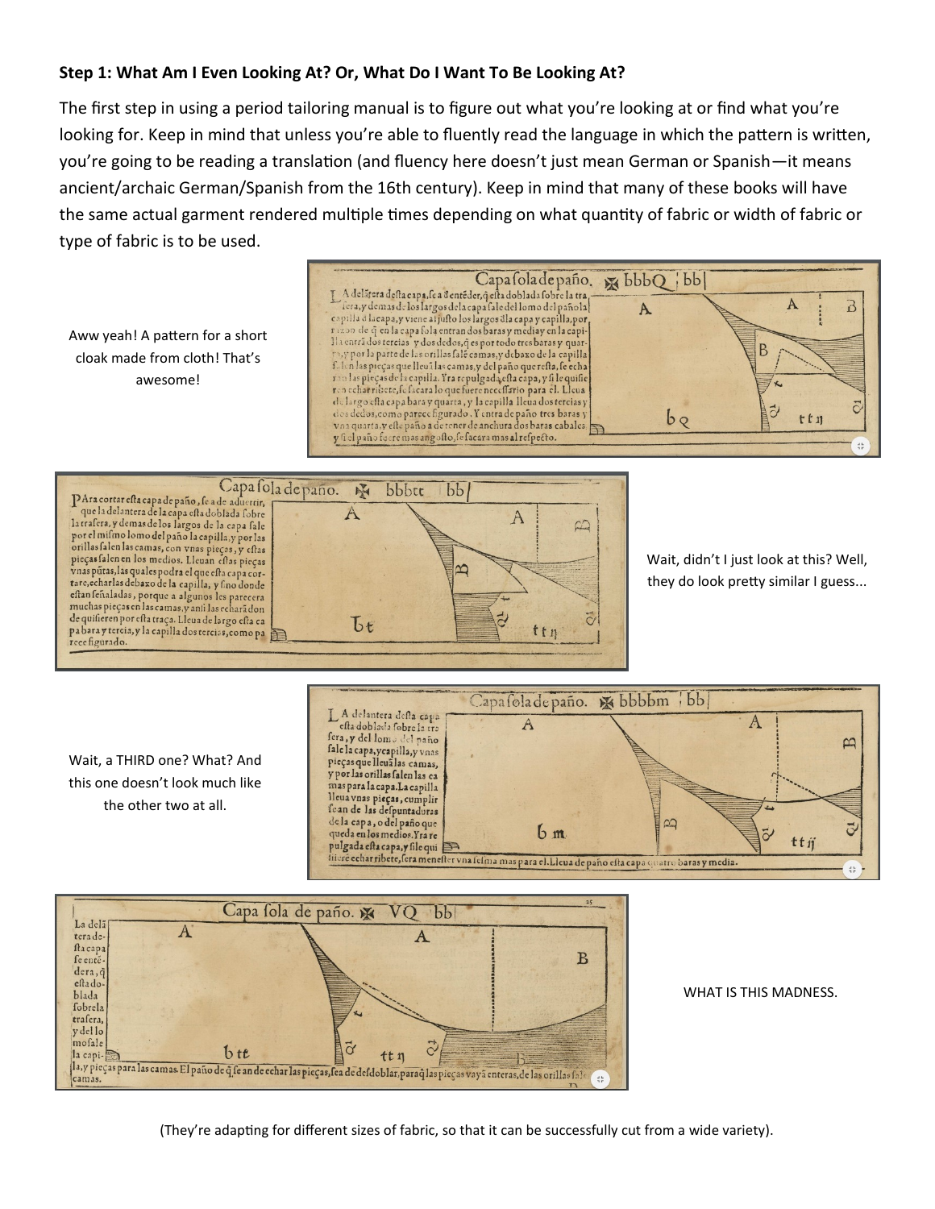**Step 1: What Am I Even Looking At? Or, What Do I Want To Be Looking At?**

The first step in using a period tailoring manual is to figure out what you're looking at or find what you're looking for. Keep in mind that unless you're able to fluently read the language in which the pattern is written, you're going to be reading a translation (and fluency here doesn't just mean German or Spanish—it means ancient/archaic German/Spanish from the 16th century). Keep in mind that many of these books will have the same actual garment rendered multiple times depending on what quantity of fabric or width of fabric or type of fabric is to be used.

Aww yeah! A pattern for a short cloak made from cloth! That's awesome!

Wait, didn't I just look at this? Well, they do look pretty similar I guess...

Wait, a THIRD one? What? And this one doesn't look much like the other two at all.

WHAT IS THIS MADNESS.

(They're adapting for different sizes of fabric, so that it can be successfully cut from a wide variety).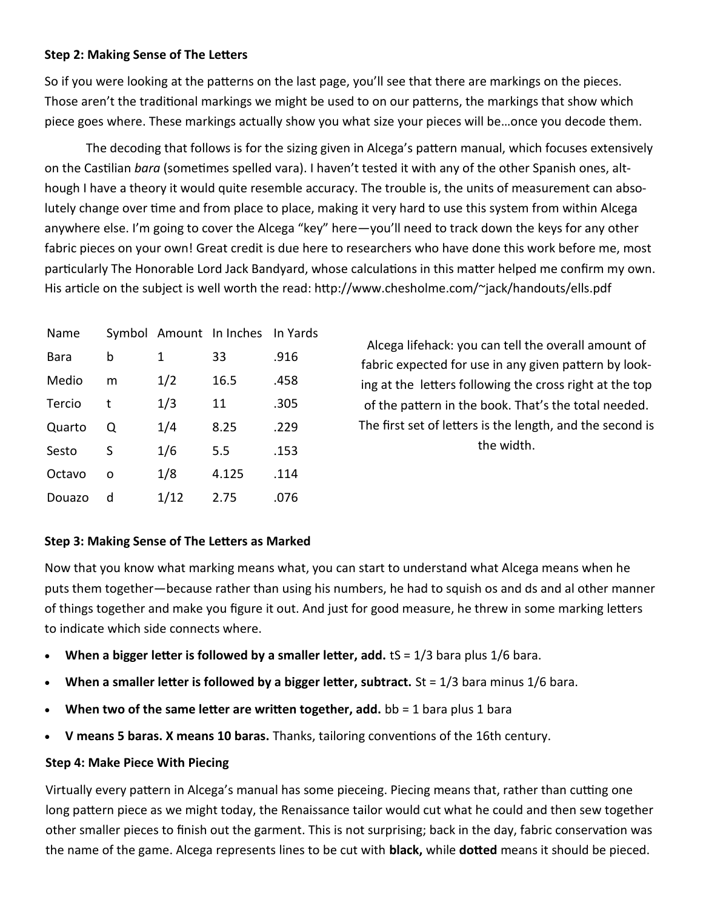**Step 2: Making Sense of The Letters**

So if you were looking at the patterns on the last page, you'll see that there are markings on the pieces. Those aren't the traditional markings we might be used to on our patterns, the markings that show which piece goes where. These markings actually show you what size your pieces will be…once you decode them.

The decoding that follows is for the sizing given in Alcega's pattern manual, which focuses extensively on the Castilian *bara* (sometimes spelled vara). I haven't tested it with any of the other Spanish ones, although I have a theory it would quite resemble accuracy. The trouble is, the units of measurement can absolutely change over time and from place to place, making it very hard to use this system from within Alcega anywhere else. I'm going to cover the Alcega "key" here—you'll need to track down the keys for any other fabric pieces on your own! Great credit is due here to researchers who have done this work before me, most particularly The Honorable Lord Jack Bandyard, whose calculations in this matter helped me confirm my own. His article on the subject is well worth the read: http://www.chesholme.com/~jack/handouts/ells.pdf

| Name | Symbol | Amount | In Inches | In Yards |
|---|---|---|---|---|
| Bara | b | 1 | 33 | .916 |
| Medio | m | 1/2 | 16.5 | .458 |
| Tercio | t | 1/3 | 11 | .305 |
| Quarto | Q | 1/4 | 8.25 | .229 |
| Sesto | S | 1/6 | 5.5 | .153 |
| Octavo | o | 1/8 | 4.125 | .114 |
| Douazo | d | 1/12 | 2.75 | .076 |

Alcega lifehack: you can tell the overall amount of fabric expected for use in any given pattern by looking at the letters following the cross right at the top of the pattern in the book. That's the total needed. The first set of letters is the length, and the second is the width.

**Step 3: Making Sense of The Letters as Marked**

Now that you know what marking means what, you can start to understand what Alcega means when he puts them together—because rather than using his numbers, he had to squish os and ds and al other manner of things together and make you figure it out. And just for good measure, he threw in some marking letters to indicate which side connects where.

- **When a bigger letter is followed by a smaller letter, add.** tS = 1/3 bara plus 1/6 bara.
- **When a smaller letter is followed by a bigger letter, subtract.** St = 1/3 bara minus 1/6 bara.
- **When two of the same letter are written together, add.** bb = 1 bara plus 1 bara
- **V means 5 baras. X means 10 baras.** Thanks, tailoring conventions of the 16th century.

**Step 4: Make Piece With Piecing**

Virtually every pattern in Alcega's manual has some pieceing. Piecing means that, rather than cutting one long pattern piece as we might today, the Renaissance tailor would cut what he could and then sew together other smaller pieces to finish out the garment. This is not surprising; back in the day, fabric conservation was the name of the game. Alcega represents lines to be cut with **black,** while **dotted** means it should be pieced.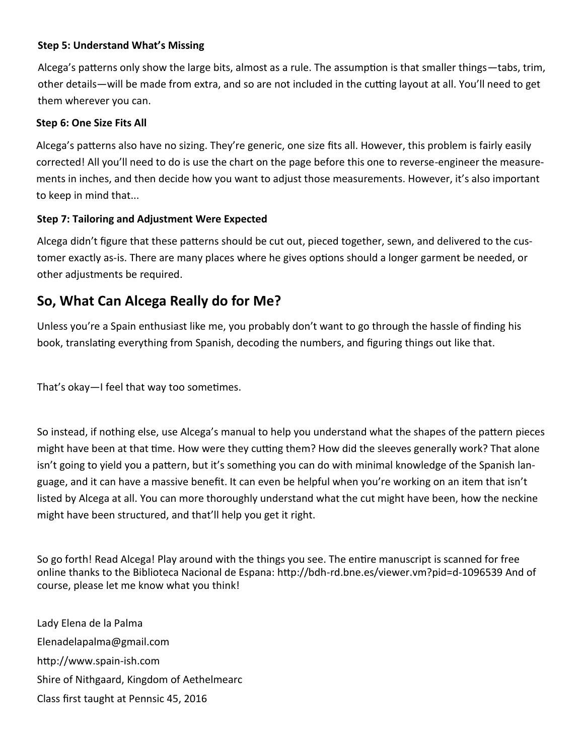**Step 5: Understand What's Missing**

Alcega's patterns only show the large bits, almost as a rule. The assumption is that smaller things—tabs, trim, other details—will be made from extra, and so are not included in the cutting layout at all. You'll need to get them wherever you can.

**Step 6: One Size Fits All**

Alcega's patterns also have no sizing. They're generic, one size fits all. However, this problem is fairly easily corrected! All you'll need to do is use the chart on the page before this one to reverse-engineer the measurements in inches, and then decide how you want to adjust those measurements. However, it's also important to keep in mind that...

**Step 7: Tailoring and Adjustment Were Expected**

Alcega didn't figure that these patterns should be cut out, pieced together, sewn, and delivered to the customer exactly as-is. There are many places where he gives options should a longer garment be needed, or other adjustments be required.

## So, What Can Alcega Really do for Me?

Unless you're a Spain enthusiast like me, you probably don't want to go through the hassle of finding his book, translating everything from Spanish, decoding the numbers, and figuring things out like that.

That's okay—I feel that way too sometimes.

So instead, if nothing else, use Alcega's manual to help you understand what the shapes of the pattern pieces might have been at that time. How were they cutting them? How did the sleeves generally work? That alone isn't going to yield you a pattern, but it's something you can do with minimal knowledge of the Spanish language, and it can have a massive benefit. It can even be helpful when you're working on an item that isn't listed by Alcega at all. You can more thoroughly understand what the cut might have been, how the neckine might have been structured, and that'll help you get it right.

So go forth! Read Alcega! Play around with the things you see. The entire manuscript is scanned for free online thanks to the Biblioteca Nacional de Espana: http://bdh-rd.bne.es/viewer.vm?pid=d-1096539 And of course, please let me know what you think!

Lady Elena de la Palma

Elenadelapalma@gmail.com

http://www.spain-ish.com

Shire of Nithgaard, Kingdom of Aethelmearc

Class first taught at Pennsic 45, 2016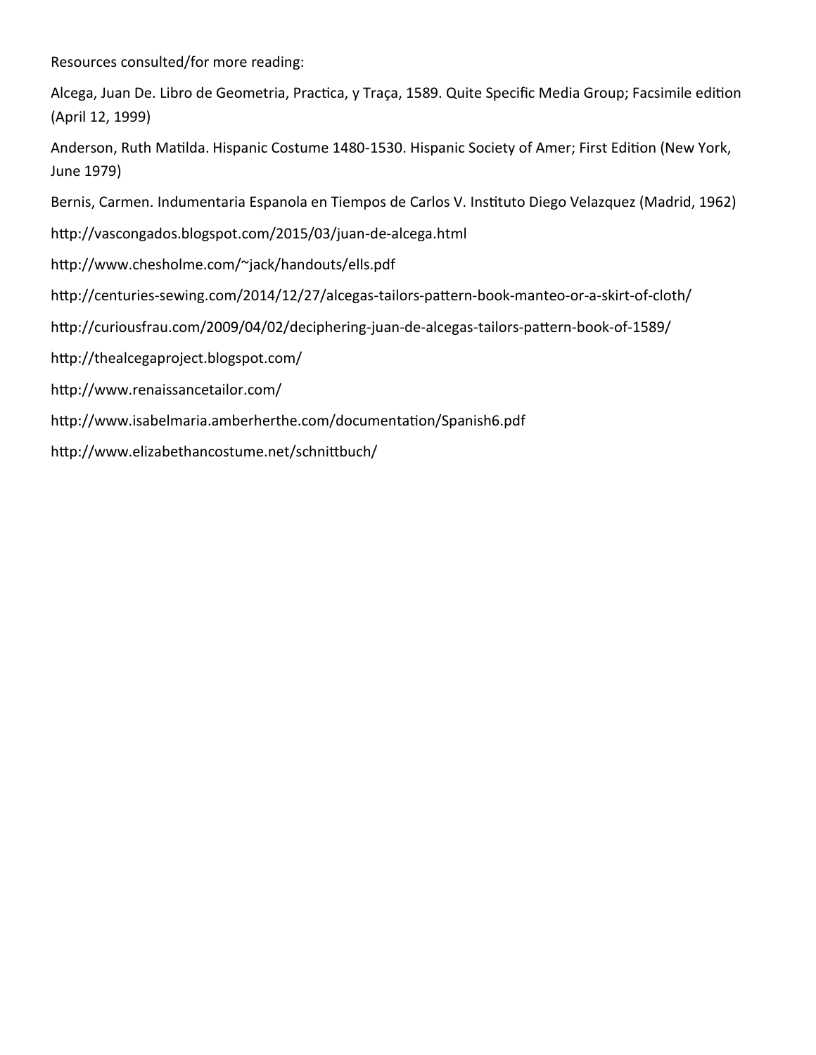Resources consulted/for more reading:

Alcega, Juan De. Libro de Geometria, Practica, y Traça, 1589. Quite Specific Media Group; Facsimile edition (April 12, 1999)

Anderson, Ruth Matilda. Hispanic Costume 1480-1530. Hispanic Society of Amer; First Edition (New York, June 1979)

Bernis, Carmen. Indumentaria Espanola en Tiempos de Carlos V. Instituto Diego Velazquez (Madrid, 1962)

http://vascongados.blogspot.com/2015/03/juan-de-alcega.html

http://www.chesholme.com/~jack/handouts/ells.pdf

http://centuries-sewing.com/2014/12/27/alcegas-tailors-pattern-book-manteo-or-a-skirt-of-cloth/

http://curiousfrau.com/2009/04/02/deciphering-juan-de-alcegas-tailors-pattern-book-of-1589/

http://thealcegaproject.blogspot.com/

http://www.renaissancetailor.com/

http://www.isabelmaria.amberherthe.com/documentation/Spanish6.pdf

http://www.elizabethancostume.net/schnittbuch/